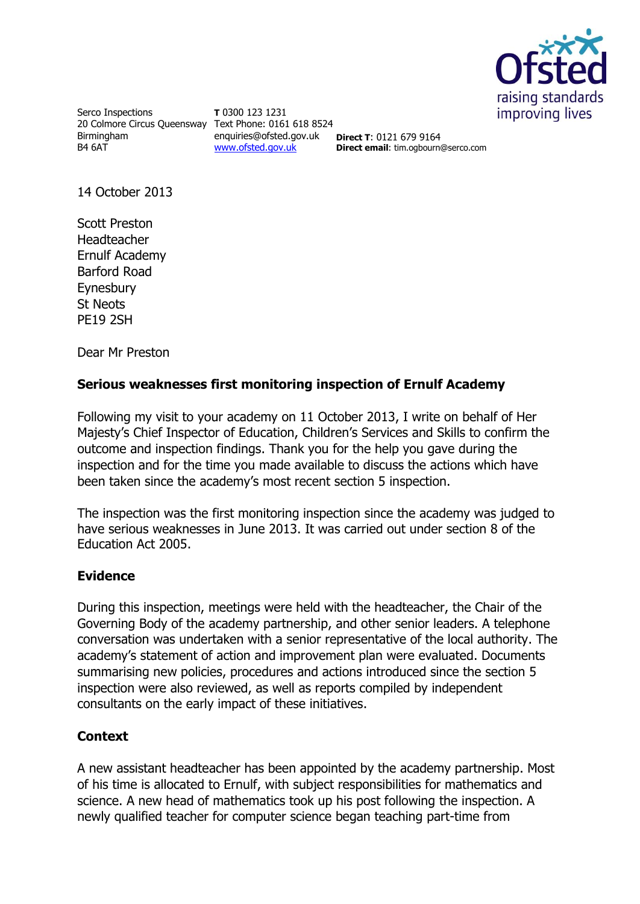Serco Inspections
20 Colmore Circus Queensway
Birmingham
B4 6AT

**T** 0300 123 1231
Text Phone: 0161 618 8524
enquiries@ofsted.gov.uk
www.ofsted.gov.uk

**Direct T**: 0121 679 9164
**Direct email**: tim.ogbourn@serco.com

14 October 2013

Scott Preston
Headteacher
Ernulf Academy
Barford Road
Eynesbury
St Neots
PE19 2SH

Dear Mr Preston

**Serious weaknesses first monitoring inspection of Ernulf Academy**

Following my visit to your academy on 11 October 2013, I write on behalf of Her Majesty's Chief Inspector of Education, Children's Services and Skills to confirm the outcome and inspection findings. Thank you for the help you gave during the inspection and for the time you made available to discuss the actions which have been taken since the academy's most recent section 5 inspection.

The inspection was the first monitoring inspection since the academy was judged to have serious weaknesses in June 2013. It was carried out under section 8 of the Education Act 2005.

## Evidence

During this inspection, meetings were held with the headteacher, the Chair of the Governing Body of the academy partnership, and other senior leaders. A telephone conversation was undertaken with a senior representative of the local authority. The academy's statement of action and improvement plan were evaluated. Documents summarising new policies, procedures and actions introduced since the section 5 inspection were also reviewed, as well as reports compiled by independent consultants on the early impact of these initiatives.

## Context

A new assistant headteacher has been appointed by the academy partnership. Most of his time is allocated to Ernulf, with subject responsibilities for mathematics and science. A new head of mathematics took up his post following the inspection. A newly qualified teacher for computer science began teaching part-time from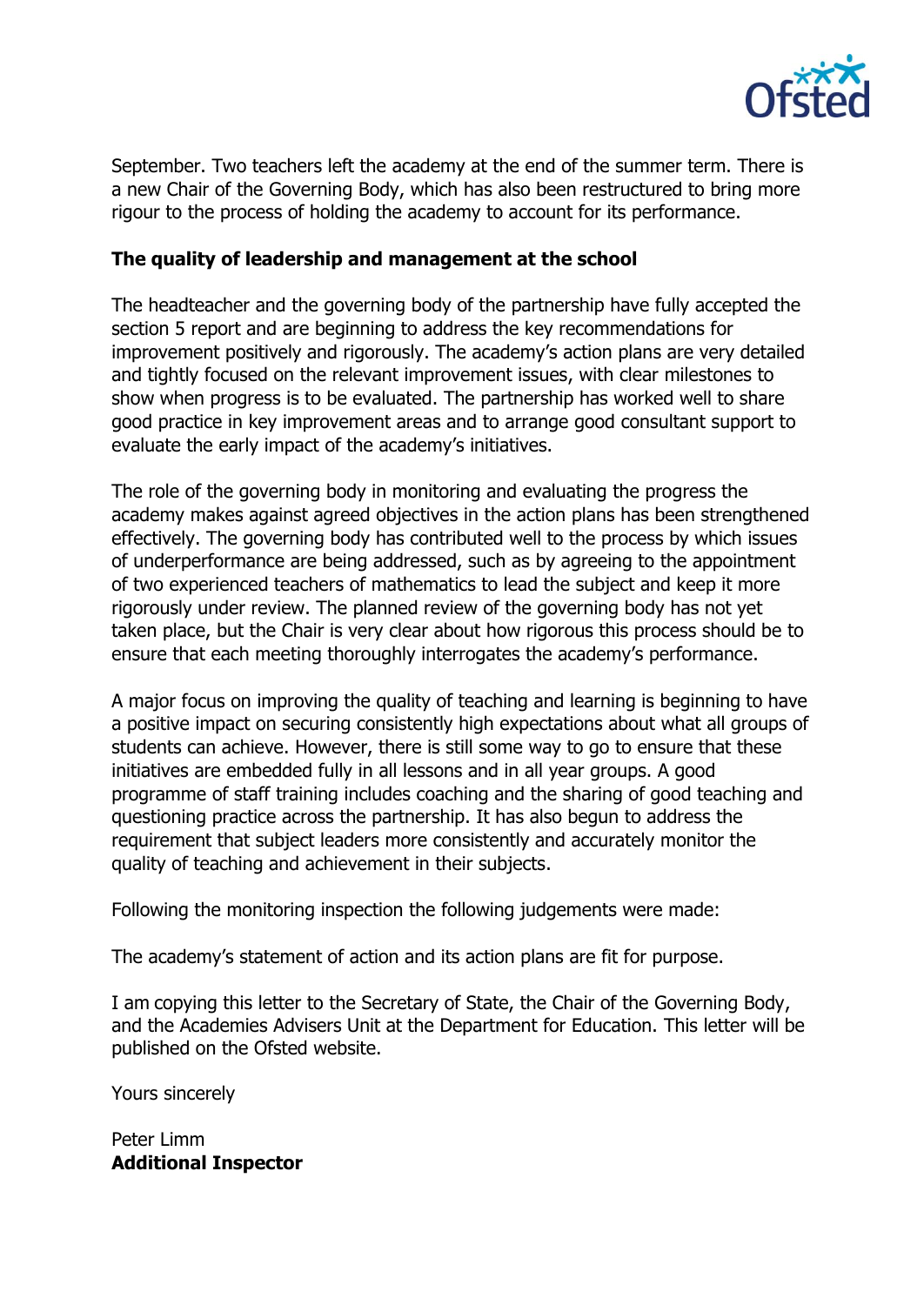September. Two teachers left the academy at the end of the summer term. There is a new Chair of the Governing Body, which has also been restructured to bring more rigour to the process of holding the academy to account for its performance.

**The quality of leadership and management at the school**

The headteacher and the governing body of the partnership have fully accepted the section 5 report and are beginning to address the key recommendations for improvement positively and rigorously. The academy's action plans are very detailed and tightly focused on the relevant improvement issues, with clear milestones to show when progress is to be evaluated. The partnership has worked well to share good practice in key improvement areas and to arrange good consultant support to evaluate the early impact of the academy's initiatives.

The role of the governing body in monitoring and evaluating the progress the academy makes against agreed objectives in the action plans has been strengthened effectively. The governing body has contributed well to the process by which issues of underperformance are being addressed, such as by agreeing to the appointment of two experienced teachers of mathematics to lead the subject and keep it more rigorously under review. The planned review of the governing body has not yet taken place, but the Chair is very clear about how rigorous this process should be to ensure that each meeting thoroughly interrogates the academy's performance.

A major focus on improving the quality of teaching and learning is beginning to have a positive impact on securing consistently high expectations about what all groups of students can achieve. However, there is still some way to go to ensure that these initiatives are embedded fully in all lessons and in all year groups. A good programme of staff training includes coaching and the sharing of good teaching and questioning practice across the partnership. It has also begun to address the requirement that subject leaders more consistently and accurately monitor the quality of teaching and achievement in their subjects.

Following the monitoring inspection the following judgements were made:

The academy's statement of action and its action plans are fit for purpose.

I am copying this letter to the Secretary of State, the Chair of the Governing Body, and the Academies Advisers Unit at the Department for Education. This letter will be published on the Ofsted website.

Yours sincerely

Peter Limm
**Additional Inspector**